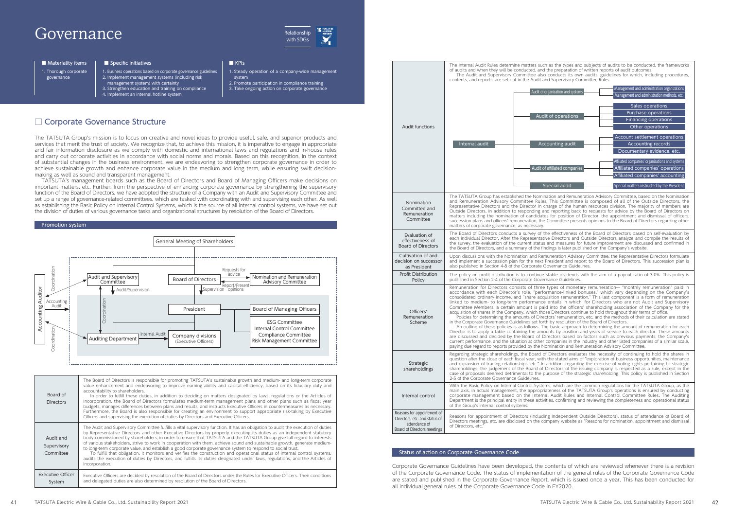# Governance

Relationship with SDGs

| ■ Materiality items | ■ Specific initiatives | ■ KPIs |
|---|---|---|
| 1. Thorough corporate governance | 1. Business operations based on corporate governance guidelines<br>2. Implement management systems (including risk management system) with certainty<br>3. Strengthen education and training on compliance<br>4. Implement an internal hotline system | 1. Steady operation of a company-wide management system<br>2. Promote participation in compliance training<br>3. Take ongoing action on corporate governance |

## □ Corporate Governance Structure

The TATSUTA Group's mission is to focus on creative and novel ideas to provide useful, safe, and superior products and services that merit the trust of society. We recognize that, to achieve this mission, it is imperative to engage in appropriate and fair information disclosure as we comply with domestic and international laws and regulations and in-house rules and carry out corporate activities in accordance with social norms and morals. Based on this recognition, in the context of substantial changes in the business environment, we are endeavoring to strengthen corporate governance in order to achieve sustainable growth and enhance corporate value in the medium and long term, while ensuring swift decision-making as well as sound and transparent management.

TATSUTA's management boards such as the Board of Directors and Board of Managing Officers make decisions on important matters, etc. Further, from the perspective of enhancing corporate governance by strengthening the supervisory function of the Board of Directors, we have adopted the structure of a Company with an Audit and Supervisory Committee and set up a range of governance-related committees, which are tasked with coordinating with and supervising each other. As well as establishing the Basic Policy on Internal Control Systems, which is the source of all internal control systems, we have set out the division of duties of various governance tasks and organizational structures by resolution of the Board of Directors.

### Promotion system

General Meeting of Shareholders

Accounting Auditor — Coordination — Audit and Supervisory Committee; Accounting Audit; Coordination — Auditing Department

Audit and Supervisory Committee — Audit/Supervision — Board of Directors

Board of Directors — Requests for advice → Nomination and Remuneration Advisory Committee; Report/Present opinions →  Board of Directors

Board of Directors — Supervision → President

President — Board of Managing Officers; ESG Committee, Internal Control Committee, Compliance Committee, Risk Management Committee

Audit and Supervisory Committee — Coordination — Auditing Department

Auditing Department — Internal Audit → Company divisions (Executive Officers)

| | |
|---|---|
| Board of Directors | The Board of Directors is responsible for promoting TATSUTA's sustainable growth and medium- and long-term corporate value enhancement and endeavoring to improve earning ability and capital efficiency, based on its fiduciary duty and accountability to shareholders.<br>In order to fulfill these duties, in addition to deciding on matters designated by laws, regulations or the Articles of Incorporation, the Board of Directors formulates medium-term management plans and other plans such as fiscal year budgets, manages differences between plans and results, and instructs Executive Officers in countermeasures as necessary. Furthermore, the Board is also responsible for creating an environment to support appropriate risk-taking by Executive Officers and supervising the execution of duties by Directors and Executive Officers. |
| Audit and Supervisory Committee | The Audit and Supervisory Committee fulfills a vital supervisory function. It has an obligation to audit the execution of duties by Representative Directors and other Executive Directors by properly executing its duties as an independent statutory body commissioned by shareholders, in order to ensure that TATSUTA and the TATSUTA Group give full regard to interests of various stakeholders, strive to work in cooperation with them, achieve sound and sustainable growth, generate medium- to long-term corporate value, and establish a good corporate governance system to respond to social trust.<br>To fulfill that obligation, it monitors and verifies the construction and operational status of internal control systems, audits the execution of duties by Directors, and fulfills its duties designated under laws, regulations, and the Articles of Incorporation. |
| Executive Officer System | Executive Officers are decided by resolution of the Board of Directors under the Rules for Executive Officers. Their conditions and delegated duties are also determined by resolution of the Board of Directors. |
| Audit functions | The Internal Audit Rules determine matters such as the types and subjects of audits to be conducted, the frameworks of audits and when they will be conducted, and the preparation of written reports of audit outcomes.<br>The Audit and Supervisory Committee also conducts its own audits, guidelines for which, including procedures, contents, and reports, are set out in the Audit and Supervisory Committee Rules.<br>Internal audit:<br>- Audit of organization and systems: Management and administration organizations; Management and administration methods, etc.<br>- Audit of operations: Sales operations; Purchase operations; Financing operations; Other operations<br>- Accounting audit: Account settlement operations; Accounting records; Documentary evidence, etc.<br>- Audit of affiliated companies: Affiliated companies' organizations and systems; Affiliated companies' operations; Affiliated companies' accounting<br>- Special audit: Special matters instructed by the President |
| Nomination Committee and Remuneration Committee | The TATSUTA Group has established the Nomination and Remuneration Advisory Committee, based on the Nomination and Remuneration Advisory Committee Rules. This Committee is composed of all of the Outside Directors, the Representative Directors and the Director in charge of the human resources division. The majority of members are Outside Directors. In addition to responding and reporting back to requests for advice by the Board of Directors on matters including the nomination of candidates for position of Director, the appointment and dismissal of officers, succession plans and officers' remuneration, the Committee presents opinions to the Board of Directors regarding other matters of corporate governance, as necessary. |
| Evaluation of effectiveness of Board of Directors | The Board of Directors conducts a survey of the effectiveness of the Board of Directors based on self-evaluation by each individual Director. After the Representative Directors and Outside Directors analyze and compile the results of the survey, the evaluation of the current status and measures for future improvement are discussed and confirmed in the Board of Directors, and a summary of the findings is later published on the Company's website. |
| Cultivation of and decision on successor as President | Upon discussions with the Nomination and Remuneration Advisory Committee, the Representative Directors formulate and implement a succession plan for the next President and report to the Board of Directors. This succession plan is also published in Section 4-8 of the Corporate Governance Guidelines. |
| Profit Distribution Policy | The policy on profit distribution is to continue stable dividends with the aim of a payout ratio of 30%. This policy is published in Section 2-4 of the Corporate Governance Guidelines. |
| Officers' Remuneration Scheme | Remuneration for Directors consists of three types of monetary remuneration— "monthly remuneration" paid in accordance with each Director's role, "performance-linked bonuses," which vary depending on the Company's consolidated ordinary income, and "share acquisition remuneration." This last component is a form of remuneration linked to medium- to long-term performance entails in which, for Directors who are not Audit and Supervisory Committee Members, a certain amount is paid into the officers' shareholding association of the Company for the acquisition of shares in the Company, which those Directors continue to hold throughout their terms of office.<br>Policies for determining the amounts of Directors' remuneration, etc. and the methods of their calculation are stated in the Corporate Governance Guidelines set forth by resolution of the Board of Directors.<br>An outline of these policies is as follows. The basic approach to determining the amount of remuneration for each Director is to apply a table containing the amounts by position and years of service to each director. These amounts are discussed and decided by the Board of Directors based on factors such as previous payments, the Company's current performance, and the situation at other companies in the industry and other listed companies of a similar scale, paying due regard to reports provided by the Nomination and Remuneration Advisory Committee. |
| Strategic shareholdings | Regarding strategic shareholdings, the Board of Directors evaluates the necessity of continuing to hold the shares in question after the close of each fiscal year, with the stated aims of "exploration of business opportunities, maintenance and expansion of trading relationships, etc." In addition, regarding the exercise of voting rights pertaining to strategic shareholdings, the judgement of the Board of Directors of the issuing company is respected as a rule, except in the case of proposals deemed detrimental to the purpose of the strategic shareholding. This policy is published in Section 2-5 of the Corporate Governance Guidelines. |
| Internal control | With the Basic Policy on Internal Control Systems, which are the common regulations for the TATSUTA Group, as the main axis, in actual management, the appropriateness of the TATSUTA Group's operations is ensured by conducting corporate management based on the Internal Audit Rules and Internal Control Committee Rules. The Auditing Department is the principal entity in these activities, confirming and reviewing the completeness and operational status of the Group's internal control systems. |
| Reasons for appointment of Directors, etc. and status of attendance of Board of Directors meetings | Reasons for appointment of Directors (including Independent Outside Directors), status of attendance of Board of Directors meetings, etc. are disclosed on the company website as "Reasons for nomination, appointment and dismissal of Directors, etc." |

### Status of action on Corporate Governance Code

Corporate Governance Guidelines have been developed, the contents of which are reviewed whenever there is a revision of the Corporate Governance Code. The status of implementation of the general rules of the Corporate Governance Code are stated and published in the Corporate Governance Report, which is issued once a year. This has been conducted for all individual general rules of the Corporate Governance Code in FY2020.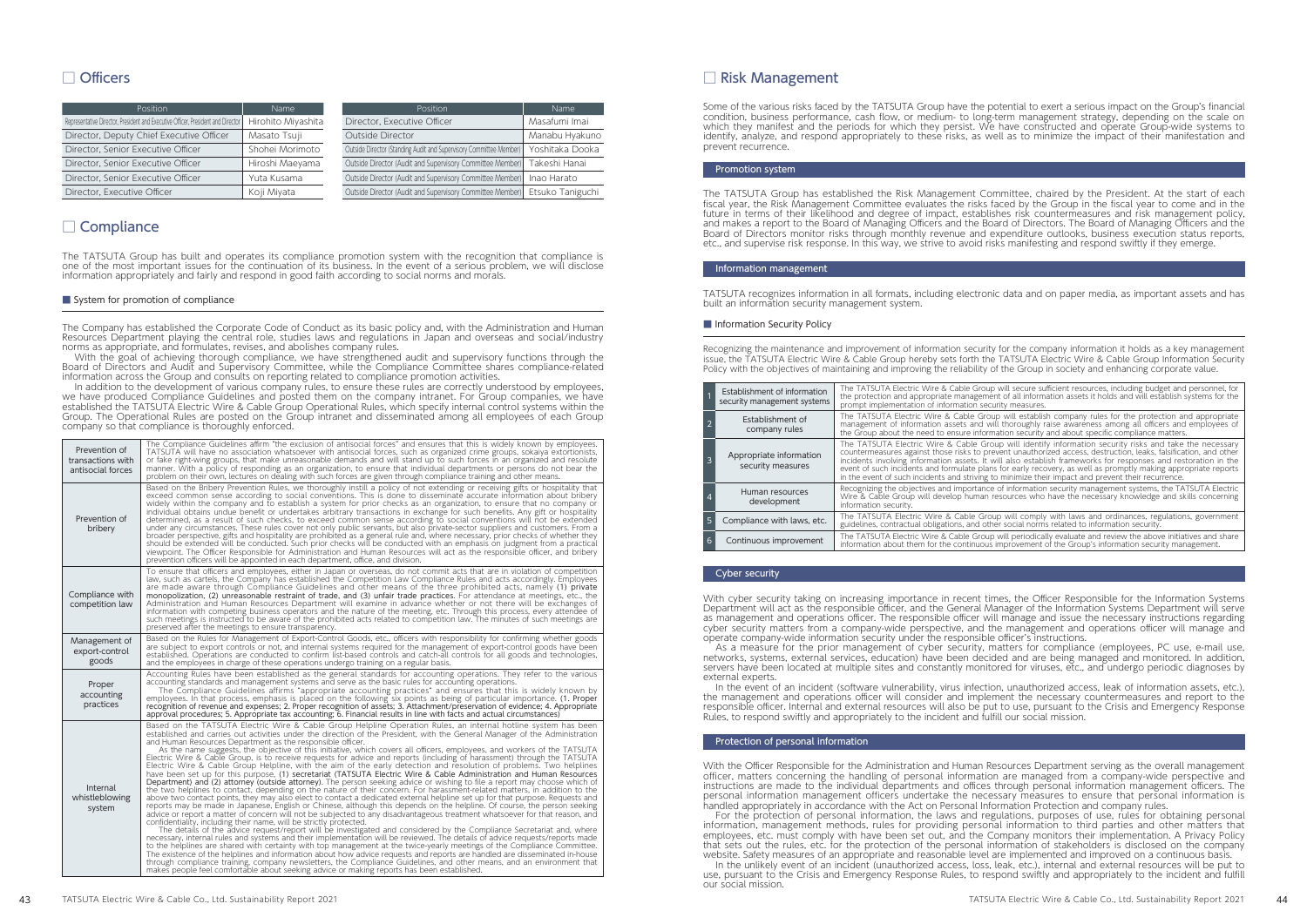## Officers

| Position | Name | Position | Name |
|---|---|---|---|
| Representative Director, President and Executive Officer, President and Director | Hirohito Miyashita | Director, Executive Officer | Masafumi Imai |
| Director, Deputy Chief Executive Officer | Masato Tsuji | Outside Director | Manabu Hyakuno |
| Director, Senior Executive Officer | Shohei Morimoto | Outside Director (Standing Audit and Supervisory Committee Member) | Yoshitaka Dooka |
| Director, Senior Executive Officer | Hiroshi Maeyama | Outside Director (Audit and Supervisory Committee Member) | Takeshi Hanai |
| Director, Senior Executive Officer | Yuta Kusama | Outside Director (Audit and Supervisory Committee Member) | Inao Harato |
| Director, Executive Officer | Koji Miyata | Outside Director (Audit and Supervisory Committee Member) | Etsuko Taniguchi |

## Compliance

The TATSUTA Group has built and operates its compliance promotion system with the recognition that compliance is one of the most important issues for the continuation of its business. In the event of a serious problem, we will disclose information appropriately and fairly and respond in good faith according to social norms and morals.

### System for promotion of compliance

The Company has established the Corporate Code of Conduct as its basic policy and, with the Administration and Human Resources Department playing the central role, studies laws and regulations in Japan and overseas and social/industry norms as appropriate, and formulates, revises, and abolishes company rules.

With the goal of achieving thorough compliance, we have strengthened audit and supervisory functions through the Board of Directors and Audit and Supervisory Committee, while the Compliance Committee shares compliance-related information across the Group and consults on reporting related to compliance promotion activities.

In addition to the development of various company rules, to ensure these rules are correctly understood by employees, we have produced Compliance Guidelines and posted them on the company intranet. For Group companies, we have established the TATSUTA Electric Wire & Cable Group Operational Rules, which specify internal control systems within the Group. The Operational Rules are posted on the Group intranet and disseminated among all employees of each Group company so that compliance is thoroughly enforced.

| | |
|---|---|
| Prevention of transactions with antisocial forces | The Compliance Guidelines affirm "the exclusion of antisocial forces" and ensures that this is widely known by employees. TATSUTA will have no association whatsoever with antisocial forces, such as organized crime groups, sokaiya extortionists, or fake right-wing groups, that make unreasonable demands and will stand up to such forces in an organized and resolute manner. With a policy of responding as an organization, to ensure that individual departments or persons do not bear the problem on their own, lectures on dealing with such forces are given through compliance training and other means. |
| Prevention of bribery | Based on the Bribery Prevention Rules, we thoroughly instill a policy of not extending or receiving gifts or hospitality that exceed common sense according to social conventions. This is done to disseminate accurate information about bribery widely within the company and to establish a system for prior checks as an organization, to ensure that no company or individual obtains undue benefit or undertakes arbitrary transactions in exchange for such benefits. Any gift or hospitality determined, as a result of such checks, to exceed common sense according to social conventions will not be extended under any circumstances. These rules cover not only public servants, but also private-sector suppliers and customers. From a broader perspective, gifts and hospitality are prohibited as a general rule and, where necessary, prior checks of whether they should be extended will be conducted. Such prior checks will be conducted with an emphasis on judgment from a practical viewpoint. The Officer Responsible for Administration and Human Resources will act as the responsible officer, and bribery prevention officers will be appointed in each department, office, and division. |
| Compliance with competition law | To ensure that officers and employees, either in Japan or overseas, do not commit acts that are in violation of competition law, such as cartels, the Company has established the Competition Law Compliance Rules and acts accordingly. Employees are made aware through Compliance Guidelines and other means of the three prohibited acts, namely **(1) private monopolization, (2) unreasonable restraint of trade, and (3) unfair trade practices**. For attendance at meetings, etc., the Administration and Human Resources Department will examine in advance whether or not there will be exchanges of information with competing business operators and the nature of the meeting, etc. Through this process, every attendee of such meetings is instructed to be aware of the prohibited acts related to competition law. The minutes of such meetings are preserved after the meetings to ensure transparency. |
| Management of export-control goods | Based on the Rules for Management of Export-Control Goods, etc., officers with responsibility for confirming whether goods are subject to export controls or not, and internal systems required for the management of export-control goods have been established. Operations are conducted to confirm list-based controls and catch-all controls for all goods and technologies, and the employees in charge of these operations undergo training on a regular basis. |
| Proper accounting practices | Accounting Rules have been established as the general standards for accounting operations. They refer to the various accounting standards and management systems and serve as the basic rules for accounting operations. The Compliance Guidelines affirms "appropriate accounting practices" and ensures that this is widely known by employees. In that process, emphasis is placed on the following six points as being of particular importance. **(1. Proper recognition of revenue and expenses; 2. Proper recognition of assets; 3. Attachment/preservation of evidence; 4. Appropriate approval procedures; 5. Appropriate tax accounting; 6. Financial results in line with facts and actual circumstances)** |
| Internal whistleblowing system | Based on the TATSUTA Electric Wire & Cable Group Helpline Operation Rules, an internal hotline system has been established and carries out activities under the direction of the President, with the General Manager of the Administration and Human Resources Department as the responsible officer. As the name suggests, the objective of this initiative, which covers all officers, employees, and workers of the TATSUTA Electric Wire & Cable Group, is to receive requests for advice and reports (including of harassment) through the TATSUTA Electric Wire & Cable Group Helpline, with the aim of the early detection and resolution of problems. Two helplines have been set up for this purpose, **(1) secretariat (TATSUTA Electric Wire & Cable Administration and Human Resources Department) and (2) attorney (outside attorney)**. The person seeking advice or wishing to file a report may choose which of the two helplines to contact, depending on the nature of their concern. For harassment-related matters, in addition to the above two contact points, they may also elect to contact a dedicated external helpline set up for that purpose. Requests and reports may be made in Japanese, English or Chinese, although this depends on the helpline. Of course, the person seeking advice or report a matter of concern will not be subjected to any disadvantageous treatment whatsoever for that reason, and confidentiality, including their name, will be strictly protected. The details of the advice request/report will be investigated and considered by the Compliance Secretariat and, where necessary, internal rules and systems and their implementation will be reviewed. The details of advice requests/reports made to the helplines are shared with certainty with top management at the twice-yearly meetings of the Compliance Committee. The existence of the helplines and information about how advice requests and reports are handled are disseminated in-house through compliance training, company newsletters, the Compliance Guidelines, and other means, and an environment that makes people feel comfortable about seeking advice or making reports has been established. |

## Risk Management

Some of the various risks faced by the TATSUTA Group have the potential to exert a serious impact on the Group's financial condition, business performance, cash flow, or medium- to long-term management strategy, depending on the scale on which they manifest and the periods for which they persist. We have constructed and operate Group-wide systems to identify, analyze, and respond appropriately to these risks, as well as to minimize the impact of their manifestation and prevent recurrence.

### Promotion system

The TATSUTA Group has established the Risk Management Committee, chaired by the President. At the start of each fiscal year, the Risk Management Committee evaluates the risks faced by the Group in the fiscal year to come and in the future in terms of their likelihood and degree of impact, establishes risk countermeasures and risk management policy, and makes a report to the Board of Managing Officers and the Board of Directors. The Board of Managing Officers and the Board of Directors monitor risks through monthly revenue and expenditure outlooks, business execution status reports, etc., and supervise risk response. In this way, we strive to avoid risks manifesting and respond swiftly if they emerge.

### Information management

TATSUTA recognizes information in all formats, including electronic data and on paper media, as important assets and has built an information security management system.

#### Information Security Policy

Recognizing the maintenance and improvement of information security for the company information it holds as a key management issue, the TATSUTA Electric Wire & Cable Group hereby sets forth the TATSUTA Electric Wire & Cable Group Information Security Policy with the objectives of maintaining and improving the reliability of the Group in society and enhancing corporate value.

| | | |
|---|---|---|
| 1 | Establishment of information security management systems | The TATSUTA Electric Wire & Cable Group will secure sufficient resources, including budget and personnel, for the protection and appropriate management of all information assets it holds and will establish systems for the prompt implementation of information security measures. |
| 2 | Establishment of company rules | The TATSUTA Electric Wire & Cable Group will establish company rules for the protection and appropriate management of information assets and will thoroughly raise awareness among all officers and employees of the Group about the need to ensure information security and about specific compliance matters. |
| 3 | Appropriate information security measures | The TATSUTA Electric Wire & Cable Group will identify information security risks and take the necessary countermeasures against those risks to prevent unauthorized access, destruction, leaks, falsification, and other incidents involving information assets. It will also establish frameworks for responses and restoration in the event of such incidents and formulate plans for early recovery, as well as promptly making appropriate reports in the event of such incidents and striving to minimize their impact and prevent their recurrence. |
| 4 | Human resources development | Recognizing the objectives and importance of information security management systems, the TATSUTA Electric Wire & Cable Group will develop human resources who have the necessary knowledge and skills concerning information security. |
| 5 | Compliance with laws, etc. | The TATSUTA Electric Wire & Cable Group will comply with laws and ordinances, regulations, government guidelines, contractual obligations, and other social norms related to information security. |
| 6 | Continuous improvement | The TATSUTA Electric Wire & Cable Group will periodically evaluate and review the above initiatives and share information about them for the continuous improvement of the Group's information security management. |

### Cyber security

With cyber security taking on increasing importance in recent times, the Officer Responsible for the Information Systems Department will act as the responsible officer, and the General Manager of the Information Systems Department will serve as management and operations officer. The responsible officer will manage and issue the necessary instructions regarding cyber security matters from a company-wide perspective, and the management and operations officer will manage and operate company-wide information security under the responsible officer's instructions.

As a measure for the prior management of cyber security, matters for compliance (employees, PC use, e-mail use, networks, systems, external services, education) have been decided and are being managed and monitored. In addition, servers have been located at multiple sites and constantly monitored for viruses, etc., and undergo periodic diagnoses by external experts.

In the event of an incident (software vulnerability, virus infection, unauthorized access, leak of information assets, etc.), the management and operations officer will consider and implement the necessary countermeasures and report to the responsible officer. Internal and external resources will also be put to use, pursuant to the Crisis and Emergency Response Rules, to respond swiftly and appropriately to the incident and fulfill our social mission.

### Protection of personal information

With the Officer Responsible for the Administration and Human Resources Department serving as the overall management officer, matters concerning the handling of personal information are managed from a company-wide perspective and instructions are made to the individual departments and offices through personal information management officers. The personal information management officers undertake the necessary measures to ensure that personal information is handled appropriately in accordance with the Act on Personal Information Protection and company rules.

For the protection of personal information, the laws and regulations, purposes of use, rules for obtaining personal information, management methods, rules for providing personal information to third parties and other matters that employees, etc. must comply with have been set out, and the Company monitors their implementation. A Privacy Policy that sets out the rules, etc. for the protection of the personal information of stakeholders is disclosed on the company website. Safety measures of an appropriate and reasonable level are implemented and improved on a continuous basis.

In the unlikely event of an incident (unauthorized access, loss, leak, etc.), internal and external resources will be put to use, pursuant to the Crisis and Emergency Response Rules, to respond swiftly and appropriately to the incident and fulfill our social mission.